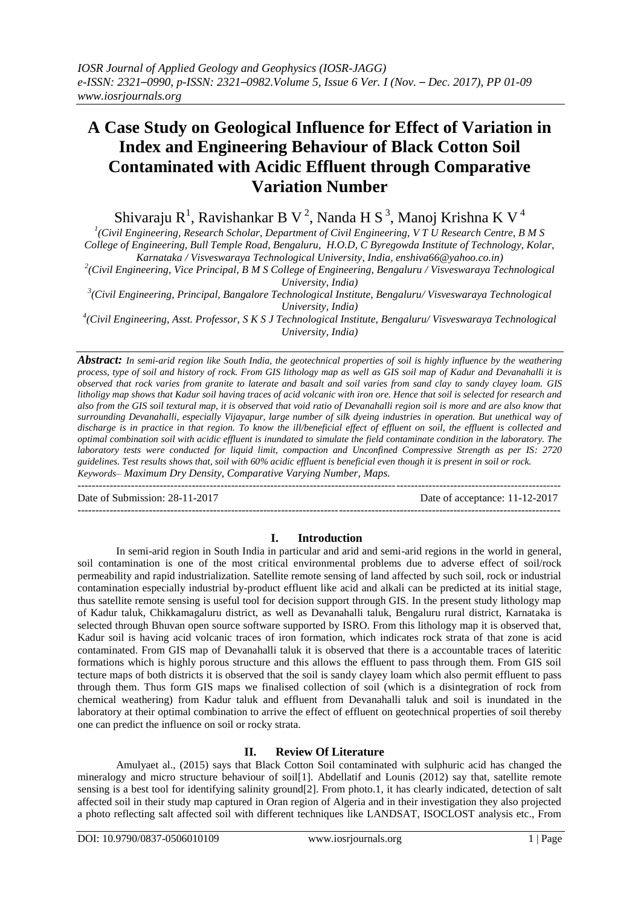# A Case Study on Geological Influence for Effect of Variation in Index and Engineering Behaviour of Black Cotton Soil Contaminated with Acidic Effluent through Comparative Variation Number

Shivaraju R[1], Ravishankar B V[2], Nanda H S[3], Manoj Krishna K V[4]

[1](Civil Engineering, Research Scholar, Department of Civil Engineering, V T U Research Centre, B M S College of Engineering, Bull Temple Road, Bengaluru, H.O.D, C Byregowda Institute of Technology, Kolar, Karnataka / Visveswaraya Technological University, India, enshiva66@yahoo.co.in)

[2](Civil Engineering, Vice Principal, B M S College of Engineering, Bengaluru / Visveswaraya Technological University, India)

[3](Civil Engineering, Principal, Bangalore Technological Institute, Bengaluru/ Visveswaraya Technological University, India)

[4](Civil Engineering, Asst. Professor, S K S J Technological Institute, Bengaluru/ Visveswaraya Technological University, India)

***Abstract:*** *In semi-arid region like South India, the geotechnical properties of soil is highly influence by the weathering process, type of soil and history of rock. From GIS lithology map as well as GIS soil map of Kadur and Devanahalli it is observed that rock varies from granite to laterate and basalt and soil varies from sand clay to sandy clayey loam. GIS litholigy map shows that Kadur soil having traces of acid volcanic with iron ore. Hence that soil is selected for research and also from the GIS soil textural map, it is observed that void ratio of Devanahalli region soil is more and are also know that surrounding Devanahalli, especially Vijayapur, large number of silk dyeing industries in operation. But unethical way of discharge is in practice in that region. To know the ill/beneficial effect of effluent on soil, the effluent is collected and optimal combination soil with acidic effluent is inundated to simulate the field contaminate condition in the laboratory. The laboratory tests were conducted for liquid limit, compaction and Unconfined Compressive Strength as per IS: 2720 guidelines. Test results shows that, soil with 60% acidic effluent is beneficial even though it is present in soil or rock.*

*Keywords– Maximum Dry Density, Comparative Varying Number, Maps.*

Date of Submission: 28-11-2017

Date of acceptance: 11-12-2017

## I. Introduction

In semi-arid region in South India in particular and arid and semi-arid regions in the world in general, soil contamination is one of the most critical environmental problems due to adverse effect of soil/rock permeability and rapid industrialization. Satellite remote sensing of land affected by such soil, rock or industrial contamination especially industrial by-product effluent like acid and alkali can be predicted at its initial stage, thus satellite remote sensing is useful tool for decision support through GIS. In the present study lithology map of Kadur taluk, Chikkamagaluru district, as well as Devanahalli taluk, Bengaluru rural district, Karnataka is selected through Bhuvan open source software supported by ISRO. From this lithology map it is observed that, Kadur soil is having acid volcanic traces of iron formation, which indicates rock strata of that zone is acid contaminated. From GIS map of Devanahalli taluk it is observed that there is a accountable traces of lateritic formations which is highly porous structure and this allows the effluent to pass through them. From GIS soil tecture maps of both districts it is observed that the soil is sandy clayey loam which also permit effluent to pass through them. Thus form GIS maps we finalised collection of soil (which is a disintegration of rock from chemical weathering) from Kadur taluk and effluent from Devanahalli taluk and soil is inundated in the laboratory at their optimal combination to arrive the effect of effluent on geotechnical properties of soil thereby one can predict the influence on soil or rocky strata.

## II. Review Of Literature

Amulyaet al., (2015) says that Black Cotton Soil contaminated with sulphuric acid has changed the mineralogy and micro structure behaviour of soil[1]. Abdellatif and Lounis (2012) say that, satellite remote sensing is a best tool for identifying salinity ground[2]. From photo.1, it has clearly indicated, detection of salt affected soil in their study map captured in Oran region of Algeria and in their investigation they also projected a photo reflecting salt affected soil with different techniques like LANDSAT, ISOCLOST analysis etc., From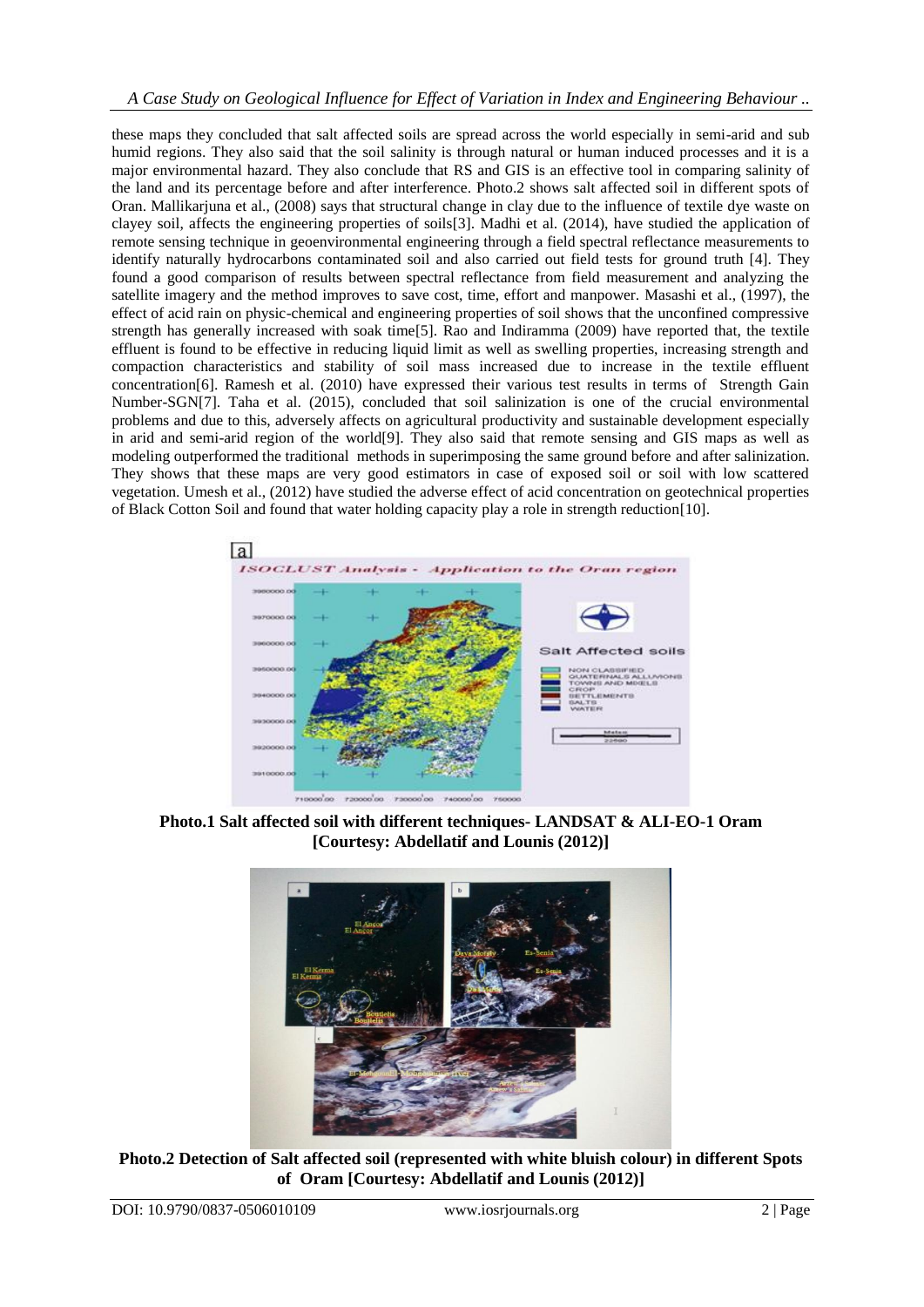these maps they concluded that salt affected soils are spread across the world especially in semi-arid and sub humid regions. They also said that the soil salinity is through natural or human induced processes and it is a major environmental hazard. They also conclude that RS and GIS is an effective tool in comparing salinity of the land and its percentage before and after interference. Photo.2 shows salt affected soil in different spots of Oran. Mallikarjuna et al., (2008) says that structural change in clay due to the influence of textile dye waste on clayey soil, affects the engineering properties of soils[3]. Madhi et al. (2014), have studied the application of remote sensing technique in geoenvironmental engineering through a field spectral reflectance measurements to identify naturally hydrocarbons contaminated soil and also carried out field tests for ground truth [4]. They found a good comparison of results between spectral reflectance from field measurement and analyzing the satellite imagery and the method improves to save cost, time, effort and manpower. Masashi et al., (1997), the effect of acid rain on physic-chemical and engineering properties of soil shows that the unconfined compressive strength has generally increased with soak time[5]. Rao and Indiramma (2009) have reported that, the textile effluent is found to be effective in reducing liquid limit as well as swelling properties, increasing strength and compaction characteristics and stability of soil mass increased due to increase in the textile effluent concentration[6]. Ramesh et al. (2010) have expressed their various test results in terms of Strength Gain Number-SGN[7]. Taha et al. (2015), concluded that soil salinization is one of the crucial environmental problems and due to this, adversely affects on agricultural productivity and sustainable development especially in arid and semi-arid region of the world[9]. They also said that remote sensing and GIS maps as well as modeling outperformed the traditional methods in superimposing the same ground before and after salinization. They shows that these maps are very good estimators in case of exposed soil or soil with low scattered vegetation. Umesh et al., (2012) have studied the adverse effect of acid concentration on geotechnical properties of Black Cotton Soil and found that water holding capacity play a role in strength reduction[10].

**Photo.1 Salt affected soil with different techniques- LANDSAT & ALI-EO-1 Oram [Courtesy: Abdellatif and Lounis (2012)]**

**Photo.2 Detection of Salt affected soil (represented with white bluish colour) in different Spots of Oram [Courtesy: Abdellatif and Lounis (2012)]**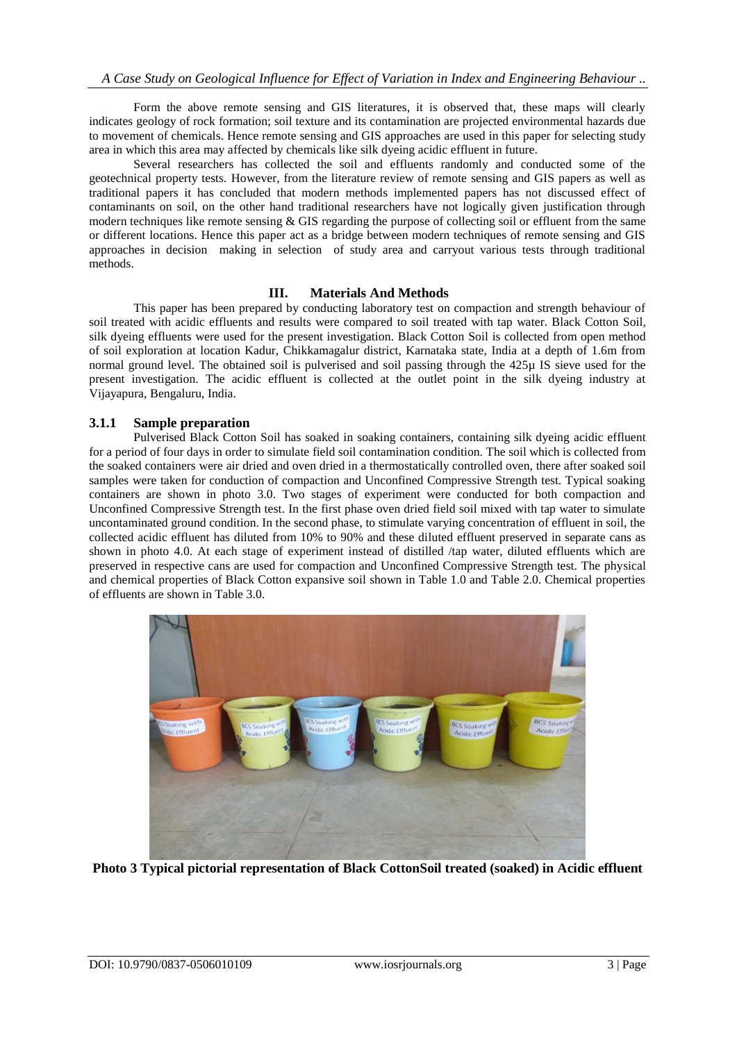Form the above remote sensing and GIS literatures, it is observed that, these maps will clearly indicates geology of rock formation; soil texture and its contamination are projected environmental hazards due to movement of chemicals. Hence remote sensing and GIS approaches are used in this paper for selecting study area in which this area may affected by chemicals like silk dyeing acidic effluent in future.

Several researchers has collected the soil and effluents randomly and conducted some of the geotechnical property tests. However, from the literature review of remote sensing and GIS papers as well as traditional papers it has concluded that modern methods implemented papers has not discussed effect of contaminants on soil, on the other hand traditional researchers have not logically given justification through modern techniques like remote sensing & GIS regarding the purpose of collecting soil or effluent from the same or different locations. Hence this paper act as a bridge between modern techniques of remote sensing and GIS approaches in decision making in selection of study area and carryout various tests through traditional methods.

## III. Materials And Methods

This paper has been prepared by conducting laboratory test on compaction and strength behaviour of soil treated with acidic effluents and results were compared to soil treated with tap water. Black Cotton Soil, silk dyeing effluents were used for the present investigation. Black Cotton Soil is collected from open method of soil exploration at location Kadur, Chikkamagalur district, Karnataka state, India at a depth of 1.6m from normal ground level. The obtained soil is pulverised and soil passing through the 425µ IS sieve used for the present investigation. The acidic effluent is collected at the outlet point in the silk dyeing industry at Vijayapura, Bengaluru, India.

### 3.1.1 Sample preparation

Pulverised Black Cotton Soil has soaked in soaking containers, containing silk dyeing acidic effluent for a period of four days in order to simulate field soil contamination condition. The soil which is collected from the soaked containers were air dried and oven dried in a thermostatically controlled oven, there after soaked soil samples were taken for conduction of compaction and Unconfined Compressive Strength test. Typical soaking containers are shown in photo 3.0. Two stages of experiment were conducted for both compaction and Unconfined Compressive Strength test. In the first phase oven dried field soil mixed with tap water to simulate uncontaminated ground condition. In the second phase, to stimulate varying concentration of effluent in soil, the collected acidic effluent has diluted from 10% to 90% and these diluted effluent preserved in separate cans as shown in photo 4.0. At each stage of experiment instead of distilled /tap water, diluted effluents which are preserved in respective cans are used for compaction and Unconfined Compressive Strength test. The physical and chemical properties of Black Cotton expansive soil shown in Table 1.0 and Table 2.0. Chemical properties of effluents are shown in Table 3.0.

**Photo 3 Typical pictorial representation of Black CottonSoil treated (soaked) in Acidic effluent**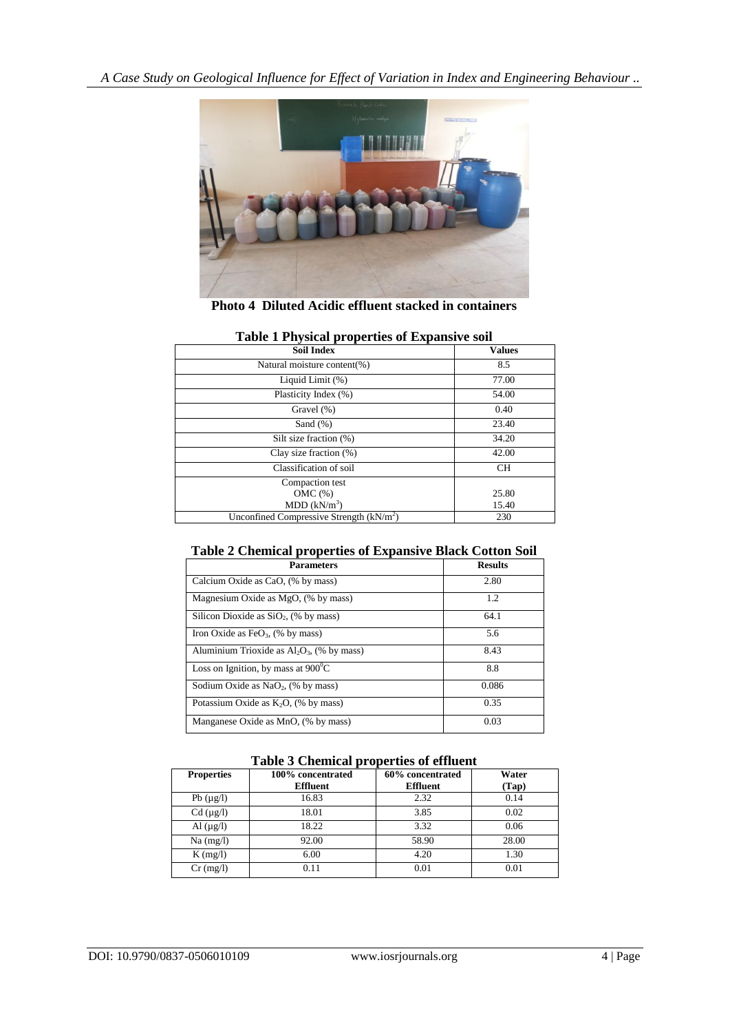**Photo 4 Diluted Acidic effluent stacked in containers**

**Table 1 Physical properties of Expansive soil**

| Soil Index | Values |
|---|---|
| Natural moisture content(%) | 8.5 |
| Liquid Limit (%) | 77.00 |
| Plasticity Index (%) | 54.00 |
| Gravel (%) | 0.40 |
| Sand (%) | 23.40 |
| Silt size fraction (%) | 34.20 |
| Clay size fraction (%) | 42.00 |
| Classification of soil | CH |
| Compaction test<br>OMC (%)<br>MDD ($kN/m^3$) | <br>25.80<br>15.40 |
| Unconfined Compressive Strength ($kN/m^2$) | 230 |

**Table 2 Chemical properties of Expansive Black Cotton Soil**

| Parameters | Results |
|---|---|
| Calcium Oxide as CaO, (% by mass) | 2.80 |
| Magnesium Oxide as MgO, (% by mass) | 1.2 |
| Silicon Dioxide as $SiO_2$, (% by mass) | 64.1 |
| Iron Oxide as $FeO_3$, (% by mass) | 5.6 |
| Aluminium Trioxide as $Al_2O_3$, (% by mass) | 8.43 |
| Loss on Ignition, by mass at $900^0C$ | 8.8 |
| Sodium Oxide as $NaO_2$, (% by mass) | 0.086 |
| Potassium Oxide as $K_2O$, (% by mass) | 0.35 |
| Manganese Oxide as MnO, (% by mass) | 0.03 |

**Table 3 Chemical properties of effluent**

| Properties | 100% concentrated Effluent | 60% concentrated Effluent | Water (Tap) |
|---|---|---|---|
| Pb (µg/l) | 16.83 | 2.32 | 0.14 |
| Cd (µg/l) | 18.01 | 3.85 | 0.02 |
| Al (µg/l) | 18.22 | 3.32 | 0.06 |
| Na (mg/l) | 92.00 | 58.90 | 28.00 |
| K (mg/l) | 6.00 | 4.20 | 1.30 |
| Cr (mg/l) | 0.11 | 0.01 | 0.01 |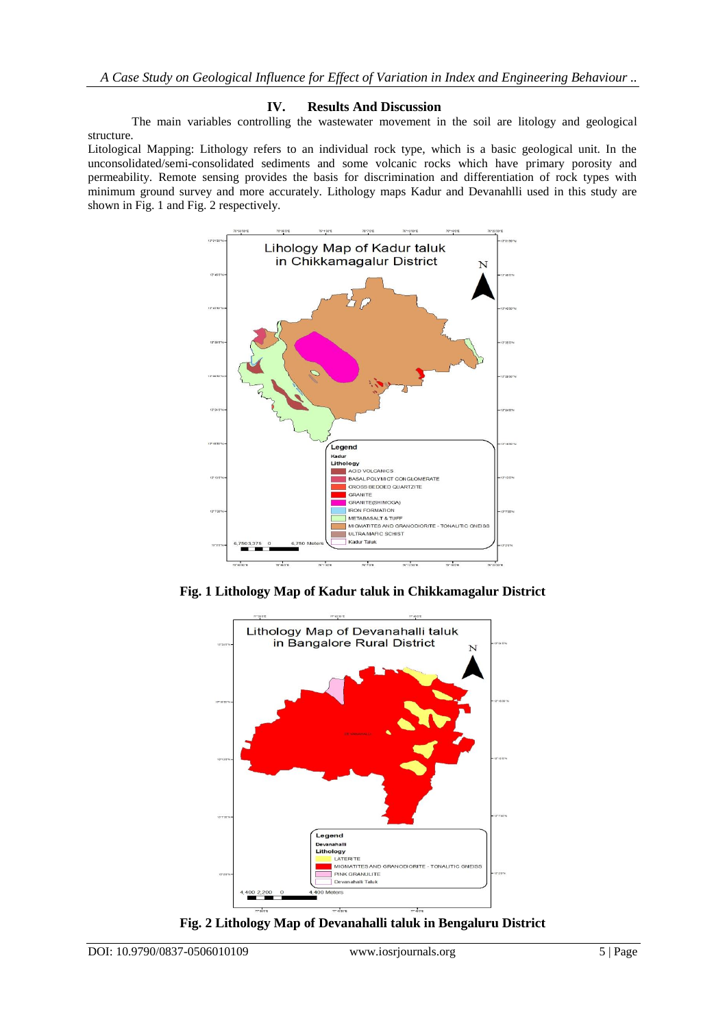## IV. Results And Discussion

The main variables controlling the wastewater movement in the soil are litology and geological structure.

Litological Mapping: Lithology refers to an individual rock type, which is a basic geological unit. In the unconsolidated/semi-consolidated sediments and some volcanic rocks which have primary porosity and permeability. Remote sensing provides the basis for discrimination and differentiation of rock types with minimum ground survey and more accurately. Lithology maps Kadur and Devanahlli used in this study are shown in Fig. 1 and Fig. 2 respectively.

**Fig. 1 Lithology Map of Kadur taluk in Chikkamagalur District**

**Fig. 2 Lithology Map of Devanahalli taluk in Bengaluru District**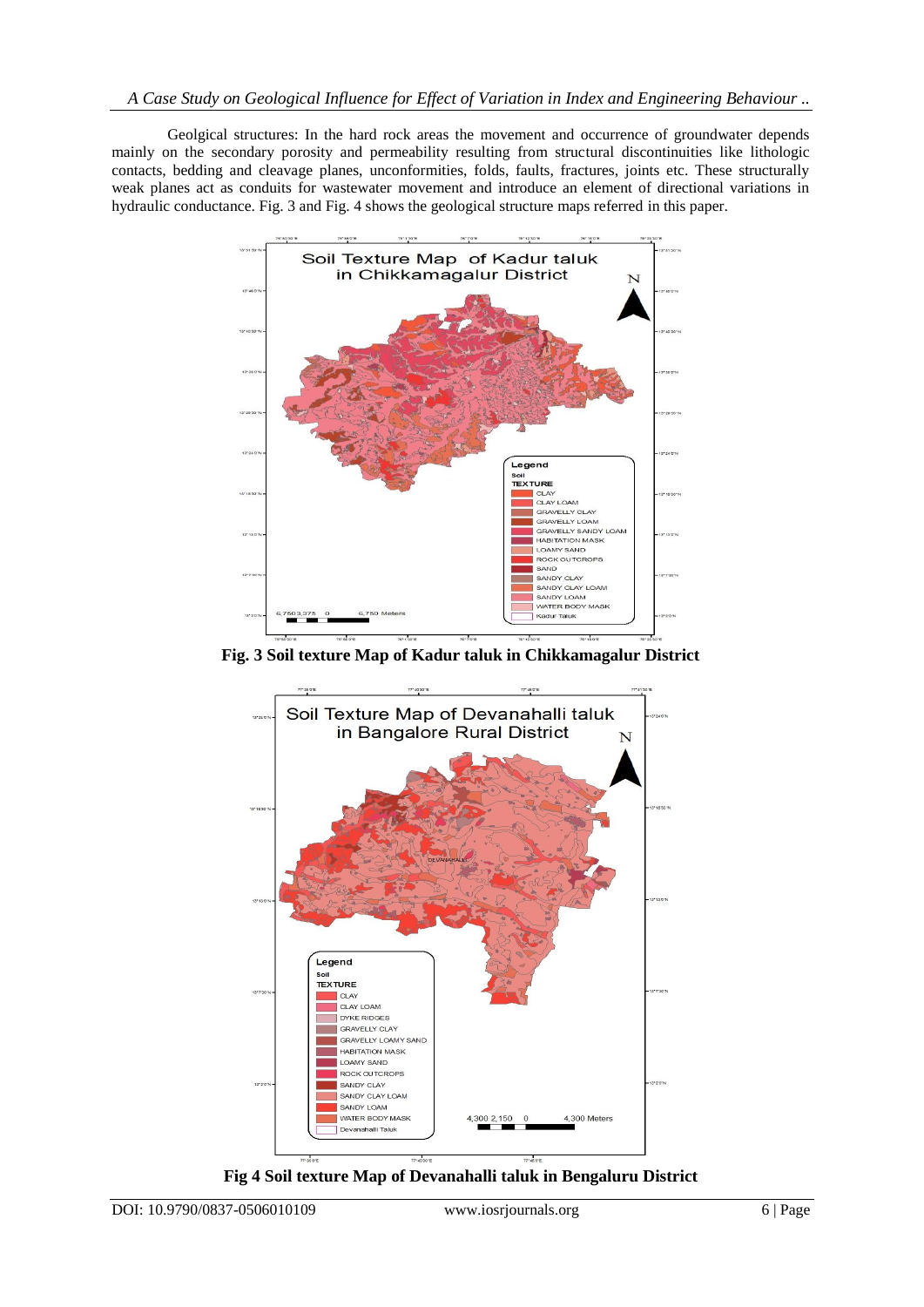Geolgical structures: In the hard rock areas the movement and occurrence of groundwater depends mainly on the secondary porosity and permeability resulting from structural discontinuities like lithologic contacts, bedding and cleavage planes, unconformities, folds, faults, fractures, joints etc. These structurally weak planes act as conduits for wastewater movement and introduce an element of directional variations in hydraulic conductance. Fig. 3 and Fig. 4 shows the geological structure maps referred in this paper.

**Fig. 3 Soil texture Map of Kadur taluk in Chikkamagalur District**

**Fig 4 Soil texture Map of Devanahalli taluk in Bengaluru District**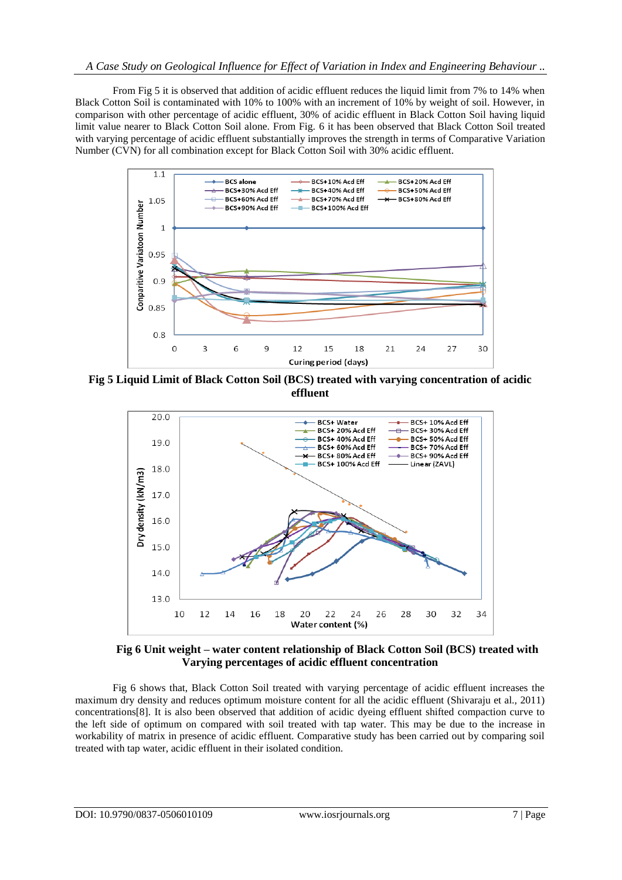From Fig 5 it is observed that addition of acidic effluent reduces the liquid limit from 7% to 14% when Black Cotton Soil is contaminated with 10% to 100% with an increment of 10% by weight of soil. However, in comparison with other percentage of acidic effluent, 30% of acidic effluent in Black Cotton Soil having liquid limit value nearer to Black Cotton Soil alone. From Fig. 6 it has been observed that Black Cotton Soil treated with varying percentage of acidic effluent substantially improves the strength in terms of Comparative Variation Number (CVN) for all combination except for Black Cotton Soil with 30% acidic effluent.

**Fig 5 Liquid Limit of Black Cotton Soil (BCS) treated with varying concentration of acidic effluent**

**Fig 6 Unit weight – water content relationship of Black Cotton Soil (BCS) treated with Varying percentages of acidic effluent concentration**

Fig 6 shows that, Black Cotton Soil treated with varying percentage of acidic effluent increases the maximum dry density and reduces optimum moisture content for all the acidic effluent (Shivaraju et al., 2011) concentrations[8]. It is also been observed that addition of acidic dyeing effluent shifted compaction curve to the left side of optimum on compared with soil treated with tap water. This may be due to the increase in workability of matrix in presence of acidic effluent. Comparative study has been carried out by comparing soil treated with tap water, acidic effluent in their isolated condition.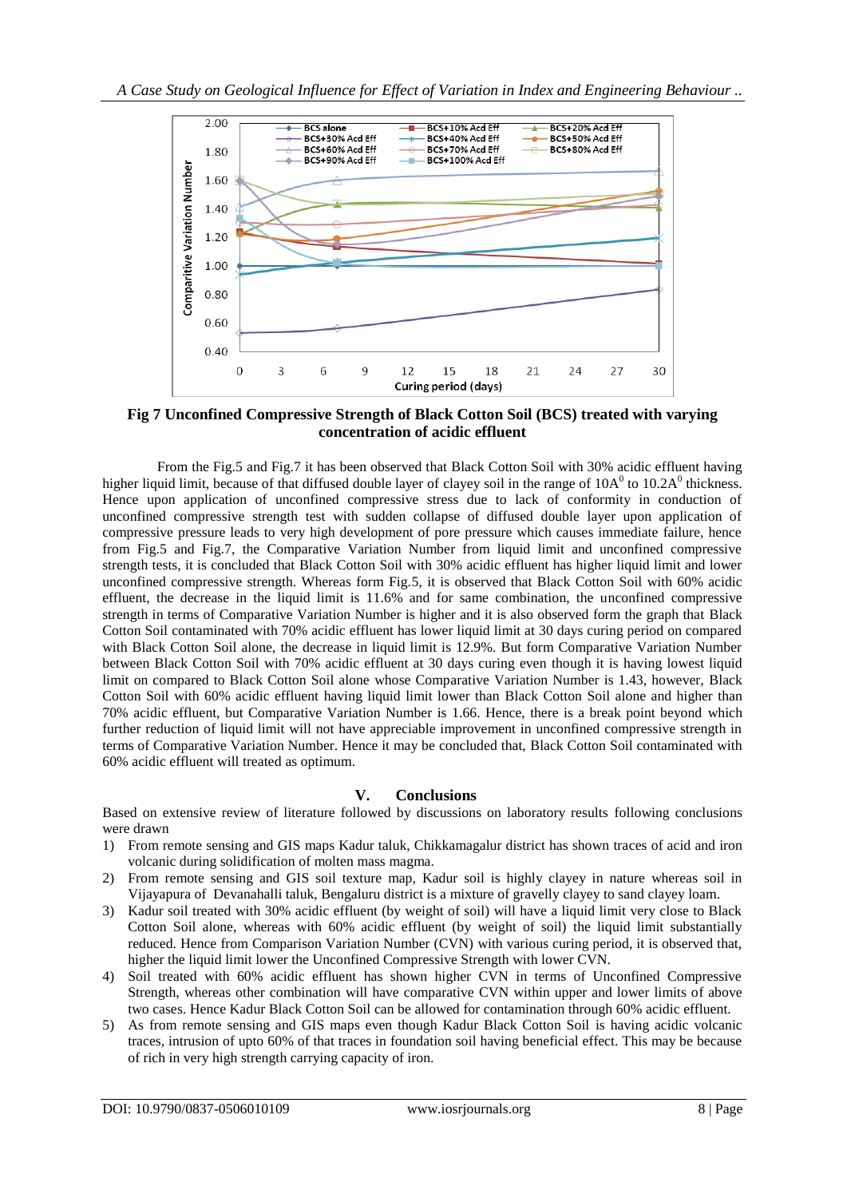**Fig 7 Unconfined Compressive Strength of Black Cotton Soil (BCS) treated with varying concentration of acidic effluent**

From the Fig.5 and Fig.7 it has been observed that Black Cotton Soil with 30% acidic effluent having higher liquid limit, because of that diffused double layer of clayey soil in the range of $10A^0$ to $10.2A^0$ thickness. Hence upon application of unconfined compressive stress due to lack of conformity in conduction of unconfined compressive strength test with sudden collapse of diffused double layer upon application of compressive pressure leads to very high development of pore pressure which causes immediate failure, hence from Fig.5 and Fig.7, the Comparative Variation Number from liquid limit and unconfined compressive strength tests, it is concluded that Black Cotton Soil with 30% acidic effluent has higher liquid limit and lower unconfined compressive strength. Whereas form Fig.5, it is observed that Black Cotton Soil with 60% acidic effluent, the decrease in the liquid limit is 11.6% and for same combination, the unconfined compressive strength in terms of Comparative Variation Number is higher and it is also observed form the graph that Black Cotton Soil contaminated with 70% acidic effluent has lower liquid limit at 30 days curing period on compared with Black Cotton Soil alone, the decrease in liquid limit is 12.9%. But form Comparative Variation Number between Black Cotton Soil with 70% acidic effluent at 30 days curing even though it is having lowest liquid limit on compared to Black Cotton Soil alone whose Comparative Variation Number is 1.43, however, Black Cotton Soil with 60% acidic effluent having liquid limit lower than Black Cotton Soil alone and higher than 70% acidic effluent, but Comparative Variation Number is 1.66. Hence, there is a break point beyond which further reduction of liquid limit will not have appreciable improvement in unconfined compressive strength in terms of Comparative Variation Number. Hence it may be concluded that, Black Cotton Soil contaminated with 60% acidic effluent will treated as optimum.

## V. Conclusions

Based on extensive review of literature followed by discussions on laboratory results following conclusions were drawn

1) From remote sensing and GIS maps Kadur taluk, Chikkamagalur district has shown traces of acid and iron volcanic during solidification of molten mass magma.
2) From remote sensing and GIS soil texture map, Kadur soil is highly clayey in nature whereas soil in Vijayapura of Devanahalli taluk, Bengaluru district is a mixture of gravelly clayey to sand clayey loam.
3) Kadur soil treated with 30% acidic effluent (by weight of soil) will have a liquid limit very close to Black Cotton Soil alone, whereas with 60% acidic effluent (by weight of soil) the liquid limit substantially reduced. Hence from Comparison Variation Number (CVN) with various curing period, it is observed that, higher the liquid limit lower the Unconfined Compressive Strength with lower CVN.
4) Soil treated with 60% acidic effluent has shown higher CVN in terms of Unconfined Compressive Strength, whereas other combination will have comparative CVN within upper and lower limits of above two cases. Hence Kadur Black Cotton Soil can be allowed for contamination through 60% acidic effluent.
5) As from remote sensing and GIS maps even though Kadur Black Cotton Soil is having acidic volcanic traces, intrusion of upto 60% of that traces in foundation soil having beneficial effect. This may be because of rich in very high strength carrying capacity of iron.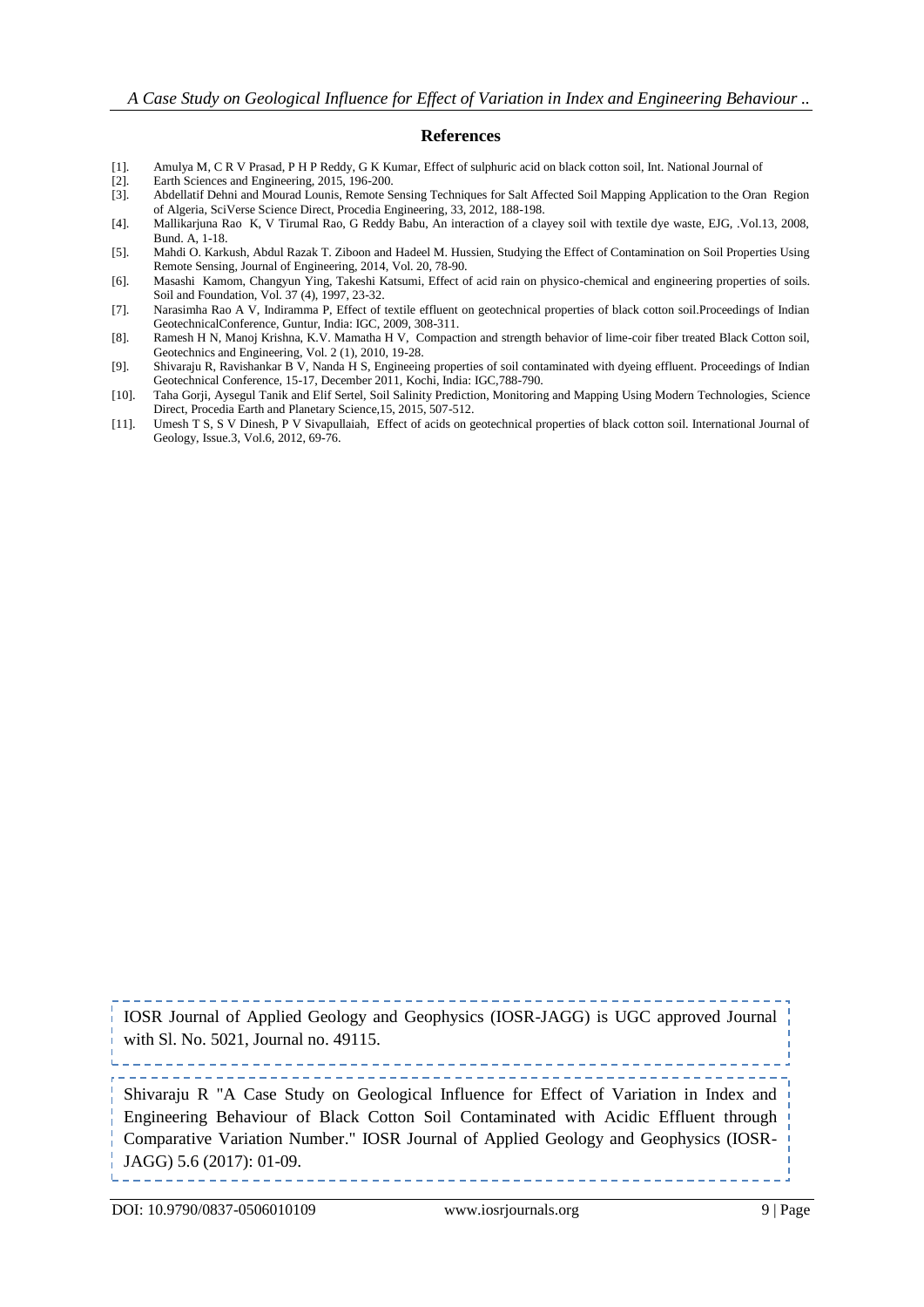## References

[1]. Amulya M, C R V Prasad, P H P Reddy, G K Kumar, Effect of sulphuric acid on black cotton soil, Int. National Journal of
[2]. Earth Sciences and Engineering, 2015, 196-200.
[3]. Abdellatif Dehni and Mourad Lounis, Remote Sensing Techniques for Salt Affected Soil Mapping Application to the Oran Region of Algeria, SciVerse Science Direct, Procedia Engineering, 33, 2012, 188-198.
[4]. Mallikarjuna Rao K, V Tirumal Rao, G Reddy Babu, An interaction of a clayey soil with textile dye waste, EJG, .Vol.13, 2008, Bund. A, 1-18.
[5]. Mahdi O. Karkush, Abdul Razak T. Ziboon and Hadeel M. Hussien, Studying the Effect of Contamination on Soil Properties Using Remote Sensing, Journal of Engineering, 2014, Vol. 20, 78-90.
[6]. Masashi Kamom, Changyun Ying, Takeshi Katsumi, Effect of acid rain on physico-chemical and engineering properties of soils. Soil and Foundation, Vol. 37 (4), 1997, 23-32.
[7]. Narasimha Rao A V, Indiramma P, Effect of textile effluent on geotechnical properties of black cotton soil.Proceedings of Indian GeotechnicalConference, Guntur, India: IGC, 2009, 308-311.
[8]. Ramesh H N, Manoj Krishna, K.V. Mamatha H V, Compaction and strength behavior of lime-coir fiber treated Black Cotton soil, Geotechnics and Engineering, Vol. 2 (1), 2010, 19-28.
[9]. Shivaraju R, Ravishankar B V, Nanda H S, Engineeing properties of soil contaminated with dyeing effluent. Proceedings of Indian Geotechnical Conference, 15-17, December 2011, Kochi, India: IGC,788-790.
[10]. Taha Gorji, Aysegul Tanik and Elif Sertel, Soil Salinity Prediction, Monitoring and Mapping Using Modern Technologies, Science Direct, Procedia Earth and Planetary Science,15, 2015, 507-512.
[11]. Umesh T S, S V Dinesh, P V Sivapullaiah, Effect of acids on geotechnical properties of black cotton soil. International Journal of Geology, Issue.3, Vol.6, 2012, 69-76.

IOSR Journal of Applied Geology and Geophysics (IOSR-JAGG) is UGC approved Journal with Sl. No. 5021, Journal no. 49115.

Shivaraju R "A Case Study on Geological Influence for Effect of Variation in Index and Engineering Behaviour of Black Cotton Soil Contaminated with Acidic Effluent through Comparative Variation Number." IOSR Journal of Applied Geology and Geophysics (IOSR-JAGG) 5.6 (2017): 01-09.